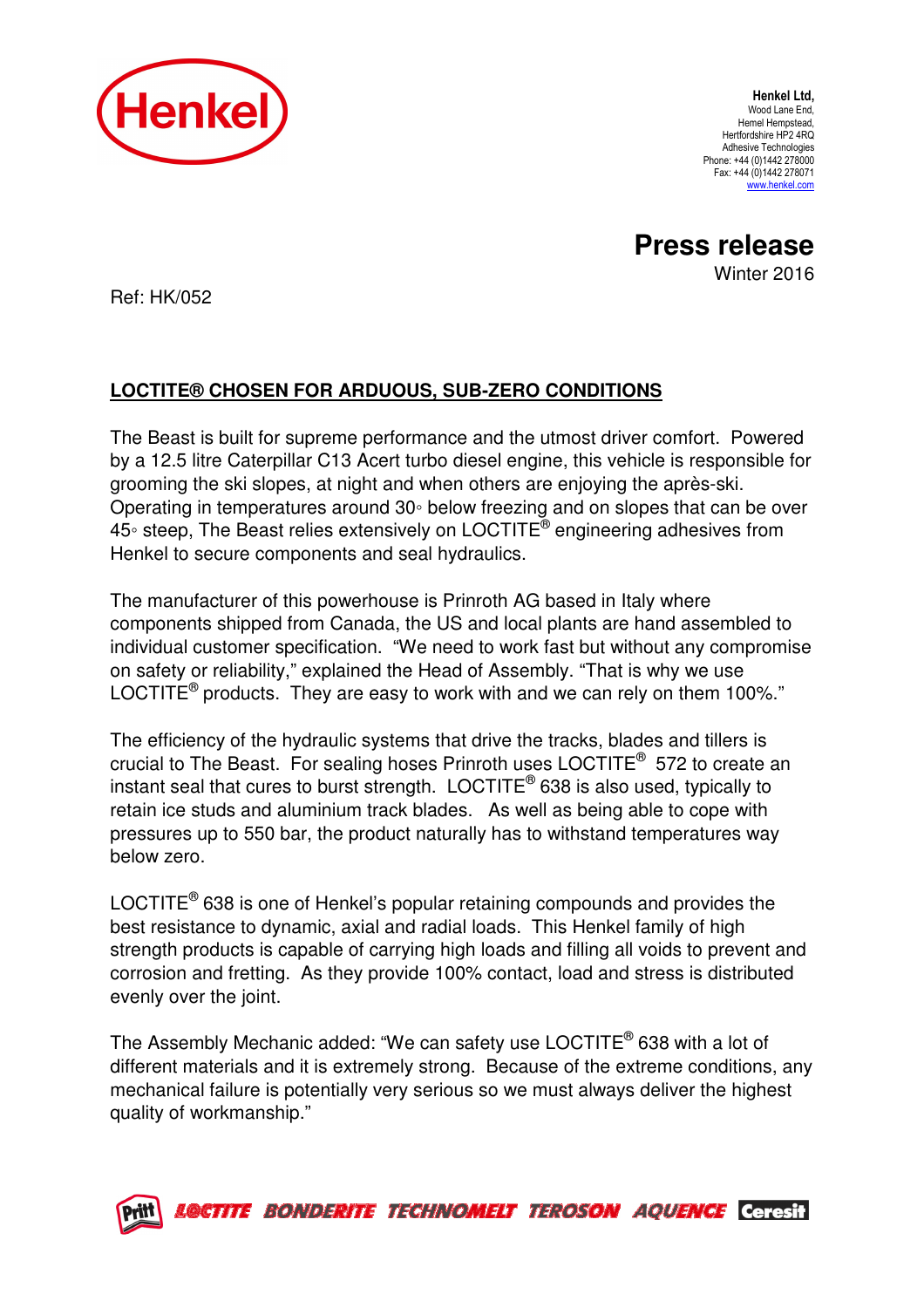Henkel

**Henkel Ltd,**
Wood Lane End,
Hemel Hempstead,
Hertfordshire HP2 4RQ
Adhesive Technologies
Phone: +44 (0)1442 278000
Fax: +44 (0)1442 278071
www.henkel.com

# Press release

Winter 2016

Ref: HK/052

## LOCTITE® CHOSEN FOR ARDUOUS, SUB-ZERO CONDITIONS

The Beast is built for supreme performance and the utmost driver comfort. Powered by a 12.5 litre Caterpillar C13 Acert turbo diesel engine, this vehicle is responsible for grooming the ski slopes, at night and when others are enjoying the après-ski. Operating in temperatures around 30◦ below freezing and on slopes that can be over 45◦ steep, The Beast relies extensively on LOCTITE® engineering adhesives from Henkel to secure components and seal hydraulics.

The manufacturer of this powerhouse is Prinroth AG based in Italy where components shipped from Canada, the US and local plants are hand assembled to individual customer specification. "We need to work fast but without any compromise on safety or reliability," explained the Head of Assembly. "That is why we use LOCTITE® products. They are easy to work with and we can rely on them 100%."

The efficiency of the hydraulic systems that drive the tracks, blades and tillers is crucial to The Beast. For sealing hoses Prinroth uses LOCTITE® 572 to create an instant seal that cures to burst strength. LOCTITE® 638 is also used, typically to retain ice studs and aluminium track blades. As well as being able to cope with pressures up to 550 bar, the product naturally has to withstand temperatures way below zero.

LOCTITE® 638 is one of Henkel's popular retaining compounds and provides the best resistance to dynamic, axial and radial loads. This Henkel family of high strength products is capable of carrying high loads and filling all voids to prevent and corrosion and fretting. As they provide 100% contact, load and stress is distributed evenly over the joint.

The Assembly Mechanic added: "We can safety use LOCTITE® 638 with a lot of different materials and it is extremely strong. Because of the extreme conditions, any mechanical failure is potentially very serious so we must always deliver the highest quality of workmanship."

Pritt LOCTITE BONDERITE TECHNOMELT TEROSON AQUENCE Ceresit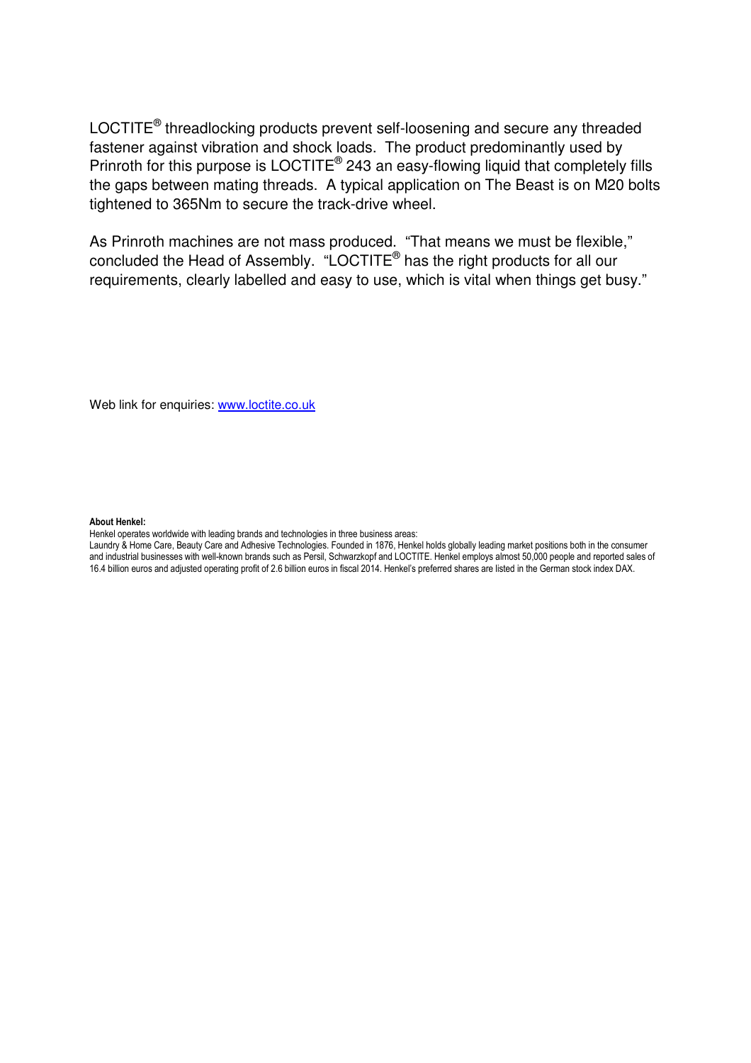LOCTITE® threadlocking products prevent self-loosening and secure any threaded fastener against vibration and shock loads. The product predominantly used by Prinroth for this purpose is LOCTITE® 243 an easy-flowing liquid that completely fills the gaps between mating threads. A typical application on The Beast is on M20 bolts tightened to 365Nm to secure the track-drive wheel.

As Prinroth machines are not mass produced. "That means we must be flexible," concluded the Head of Assembly. "LOCTITE® has the right products for all our requirements, clearly labelled and easy to use, which is vital when things get busy."

Web link for enquiries: www.loctite.co.uk

**About Henkel:**

Henkel operates worldwide with leading brands and technologies in three business areas:
Laundry & Home Care, Beauty Care and Adhesive Technologies. Founded in 1876, Henkel holds globally leading market positions both in the consumer and industrial businesses with well-known brands such as Persil, Schwarzkopf and LOCTITE. Henkel employs almost 50,000 people and reported sales of 16.4 billion euros and adjusted operating profit of 2.6 billion euros in fiscal 2014. Henkel's preferred shares are listed in the German stock index DAX.